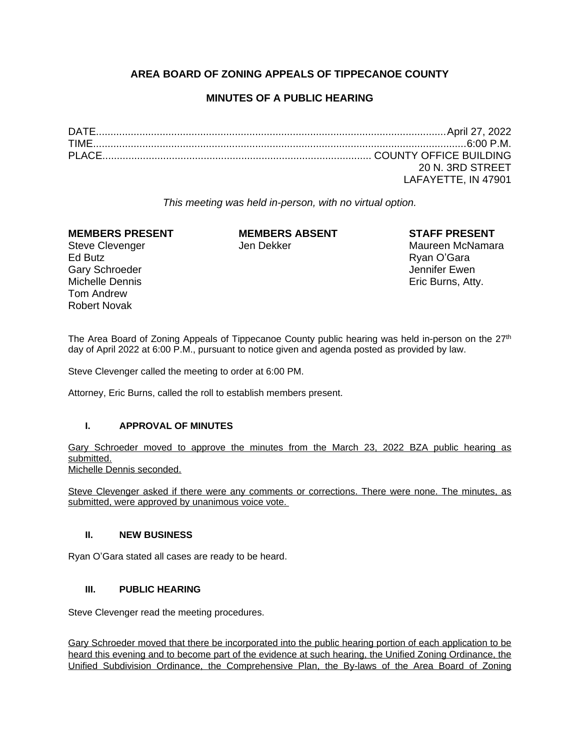# AREA BOARD OF ZONING APPEALS OF TIPPECANOE COUNTY

## MINUTES OF A PUBLIC HEARING

DATE........................................................................................................................April 27, 2022
TIME..............................................................................................................................6:00 P.M.
PLACE............................................................................................ COUNTY OFFICE BUILDING
20 N. 3RD STREET
LAFAYETTE, IN 47901

*This meeting was held in-person, with no virtual option.*

| **MEMBERS PRESENT** | **MEMBERS ABSENT** | **STAFF PRESENT** |
|---|---|---|
| Steve Clevenger | Jen Dekker | Maureen McNamara |
| Ed Butz | | Ryan O'Gara |
| Gary Schroeder | | Jennifer Ewen |
| Michelle Dennis | | Eric Burns, Atty. |
| Tom Andrew | | |
| Robert Novak | | |

The Area Board of Zoning Appeals of Tippecanoe County public hearing was held in-person on the 27th day of April 2022 at 6:00 P.M., pursuant to notice given and agenda posted as provided by law.

Steve Clevenger called the meeting to order at 6:00 PM.

Attorney, Eric Burns, called the roll to establish members present.

### I. APPROVAL OF MINUTES

<u>Gary Schroeder moved to approve the minutes from the March 23, 2022 BZA public hearing as submitted.</u>
<u>Michelle Dennis seconded.</u>

<u>Steve Clevenger asked if there were any comments or corrections. There were none. The minutes, as submitted, were approved by unanimous voice vote.</u>

### II. NEW BUSINESS

Ryan O'Gara stated all cases are ready to be heard.

### III. PUBLIC HEARING

Steve Clevenger read the meeting procedures.

<u>Gary Schroeder moved that there be incorporated into the public hearing portion of each application to be heard this evening and to become part of the evidence at such hearing, the Unified Zoning Ordinance, the Unified Subdivision Ordinance, the Comprehensive Plan, the By-laws of the Area Board of Zoning</u>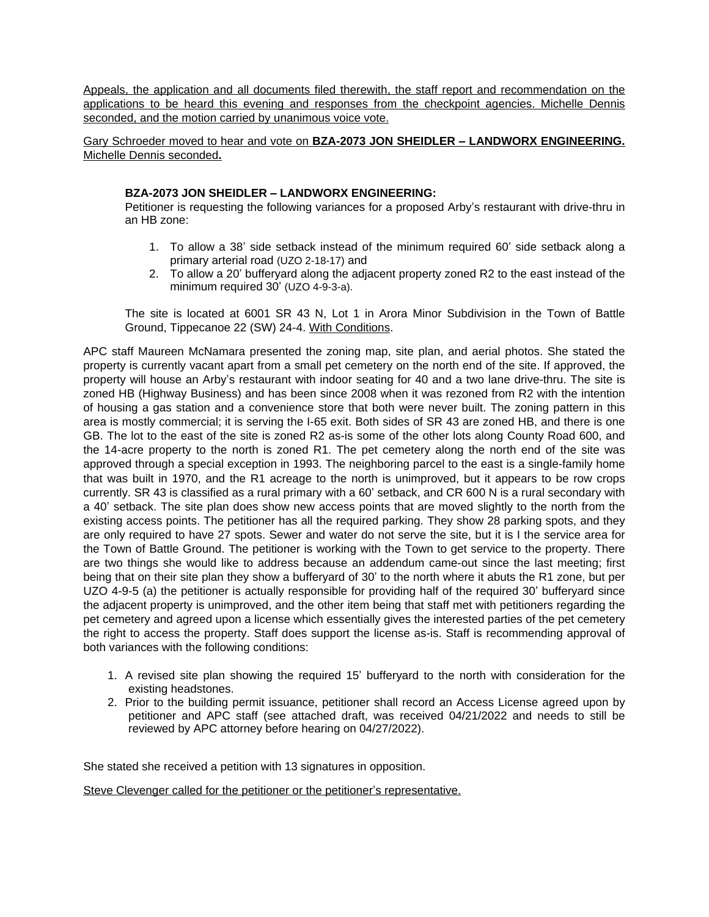Appeals, the application and all documents filed therewith, the staff report and recommendation on the applications to be heard this evening and responses from the checkpoint agencies. Michelle Dennis seconded, and the motion carried by unanimous voice vote.

Gary Schroeder moved to hear and vote on **BZA-2073 JON SHEIDLER – LANDWORX ENGINEERING.** Michelle Dennis seconded**.**

**BZA-2073 JON SHEIDLER – LANDWORX ENGINEERING:**
Petitioner is requesting the following variances for a proposed Arby's restaurant with drive-thru in an HB zone:

1. To allow a 38' side setback instead of the minimum required 60' side setback along a primary arterial road (UZO 2-18-17) and
2. To allow a 20' bufferyard along the adjacent property zoned R2 to the east instead of the minimum required 30' (UZO 4-9-3-a).

The site is located at 6001 SR 43 N, Lot 1 in Arora Minor Subdivision in the Town of Battle Ground, Tippecanoe 22 (SW) 24-4. With Conditions.

APC staff Maureen McNamara presented the zoning map, site plan, and aerial photos. She stated the property is currently vacant apart from a small pet cemetery on the north end of the site. If approved, the property will house an Arby's restaurant with indoor seating for 40 and a two lane drive-thru. The site is zoned HB (Highway Business) and has been since 2008 when it was rezoned from R2 with the intention of housing a gas station and a convenience store that both were never built. The zoning pattern in this area is mostly commercial; it is serving the I-65 exit. Both sides of SR 43 are zoned HB, and there is one GB. The lot to the east of the site is zoned R2 as-is some of the other lots along County Road 600, and the 14-acre property to the north is zoned R1. The pet cemetery along the north end of the site was approved through a special exception in 1993. The neighboring parcel to the east is a single-family home that was built in 1970, and the R1 acreage to the north is unimproved, but it appears to be row crops currently. SR 43 is classified as a rural primary with a 60' setback, and CR 600 N is a rural secondary with a 40' setback. The site plan does show new access points that are moved slightly to the north from the existing access points. The petitioner has all the required parking. They show 28 parking spots, and they are only required to have 27 spots. Sewer and water do not serve the site, but it is I the service area for the Town of Battle Ground. The petitioner is working with the Town to get service to the property. There are two things she would like to address because an addendum came-out since the last meeting; first being that on their site plan they show a bufferyard of 30' to the north where it abuts the R1 zone, but per UZO 4-9-5 (a) the petitioner is actually responsible for providing half of the required 30' bufferyard since the adjacent property is unimproved, and the other item being that staff met with petitioners regarding the pet cemetery and agreed upon a license which essentially gives the interested parties of the pet cemetery the right to access the property. Staff does support the license as-is. Staff is recommending approval of both variances with the following conditions:

1. A revised site plan showing the required 15' bufferyard to the north with consideration for the existing headstones.
2. Prior to the building permit issuance, petitioner shall record an Access License agreed upon by petitioner and APC staff (see attached draft, was received 04/21/2022 and needs to still be reviewed by APC attorney before hearing on 04/27/2022).

She stated she received a petition with 13 signatures in opposition.

Steve Clevenger called for the petitioner or the petitioner's representative.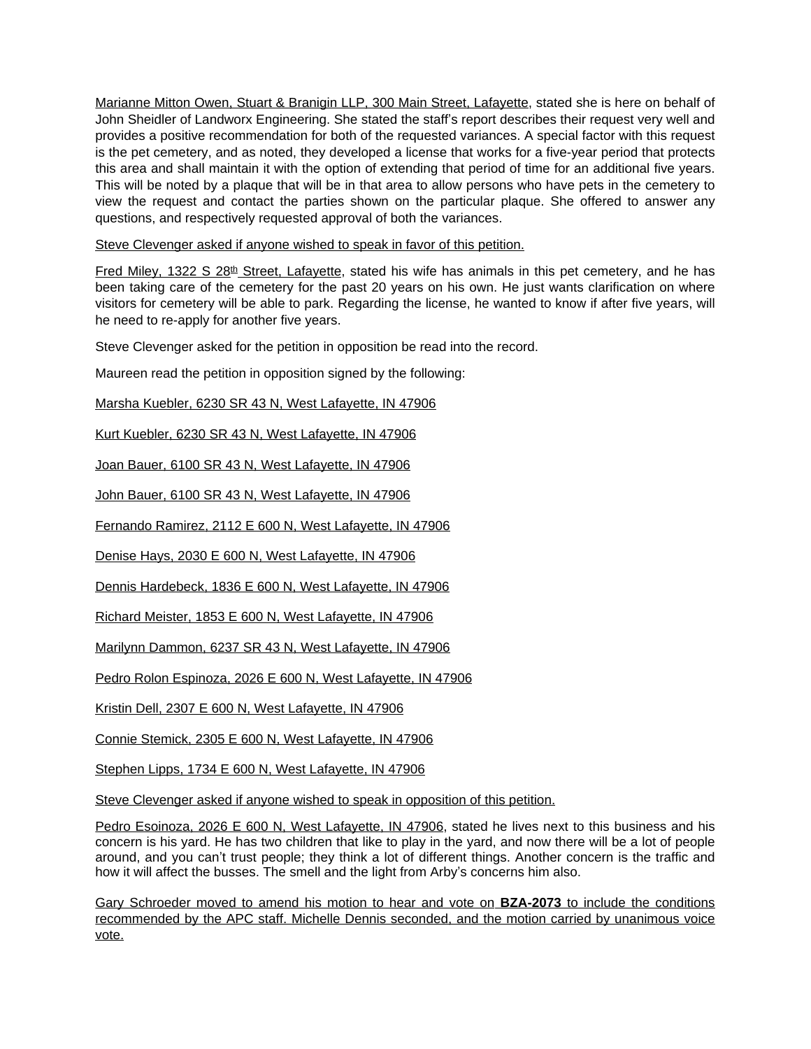Marianne Mitton Owen, Stuart & Branigin LLP, 300 Main Street, Lafayette, stated she is here on behalf of John Sheidler of Landworx Engineering. She stated the staff's report describes their request very well and provides a positive recommendation for both of the requested variances. A special factor with this request is the pet cemetery, and as noted, they developed a license that works for a five-year period that protects this area and shall maintain it with the option of extending that period of time for an additional five years. This will be noted by a plaque that will be in that area to allow persons who have pets in the cemetery to view the request and contact the parties shown on the particular plaque. She offered to answer any questions, and respectively requested approval of both the variances.

Steve Clevenger asked if anyone wished to speak in favor of this petition.

Fred Miley, 1322 S 28th Street, Lafayette, stated his wife has animals in this pet cemetery, and he has been taking care of the cemetery for the past 20 years on his own. He just wants clarification on where visitors for cemetery will be able to park. Regarding the license, he wanted to know if after five years, will he need to re-apply for another five years.

Steve Clevenger asked for the petition in opposition be read into the record.

Maureen read the petition in opposition signed by the following:

Marsha Kuebler, 6230 SR 43 N, West Lafayette, IN 47906

Kurt Kuebler, 6230 SR 43 N, West Lafayette, IN 47906

Joan Bauer, 6100 SR 43 N, West Lafayette, IN 47906

John Bauer, 6100 SR 43 N, West Lafayette, IN 47906

Fernando Ramirez, 2112 E 600 N, West Lafayette, IN 47906

Denise Hays, 2030 E 600 N, West Lafayette, IN 47906

Dennis Hardebeck, 1836 E 600 N, West Lafayette, IN 47906

Richard Meister, 1853 E 600 N, West Lafayette, IN 47906

Marilynn Dammon, 6237 SR 43 N, West Lafayette, IN 47906

Pedro Rolon Espinoza, 2026 E 600 N, West Lafayette, IN 47906

Kristin Dell, 2307 E 600 N, West Lafayette, IN 47906

Connie Stemick, 2305 E 600 N, West Lafayette, IN 47906

Stephen Lipps, 1734 E 600 N, West Lafayette, IN 47906

Steve Clevenger asked if anyone wished to speak in opposition of this petition.

Pedro Esoinoza, 2026 E 600 N, West Lafayette, IN 47906, stated he lives next to this business and his concern is his yard. He has two children that like to play in the yard, and now there will be a lot of people around, and you can't trust people; they think a lot of different things. Another concern is the traffic and how it will affect the busses. The smell and the light from Arby's concerns him also.

Gary Schroeder moved to amend his motion to hear and vote on **BZA-2073** to include the conditions recommended by the APC staff. Michelle Dennis seconded, and the motion carried by unanimous voice vote.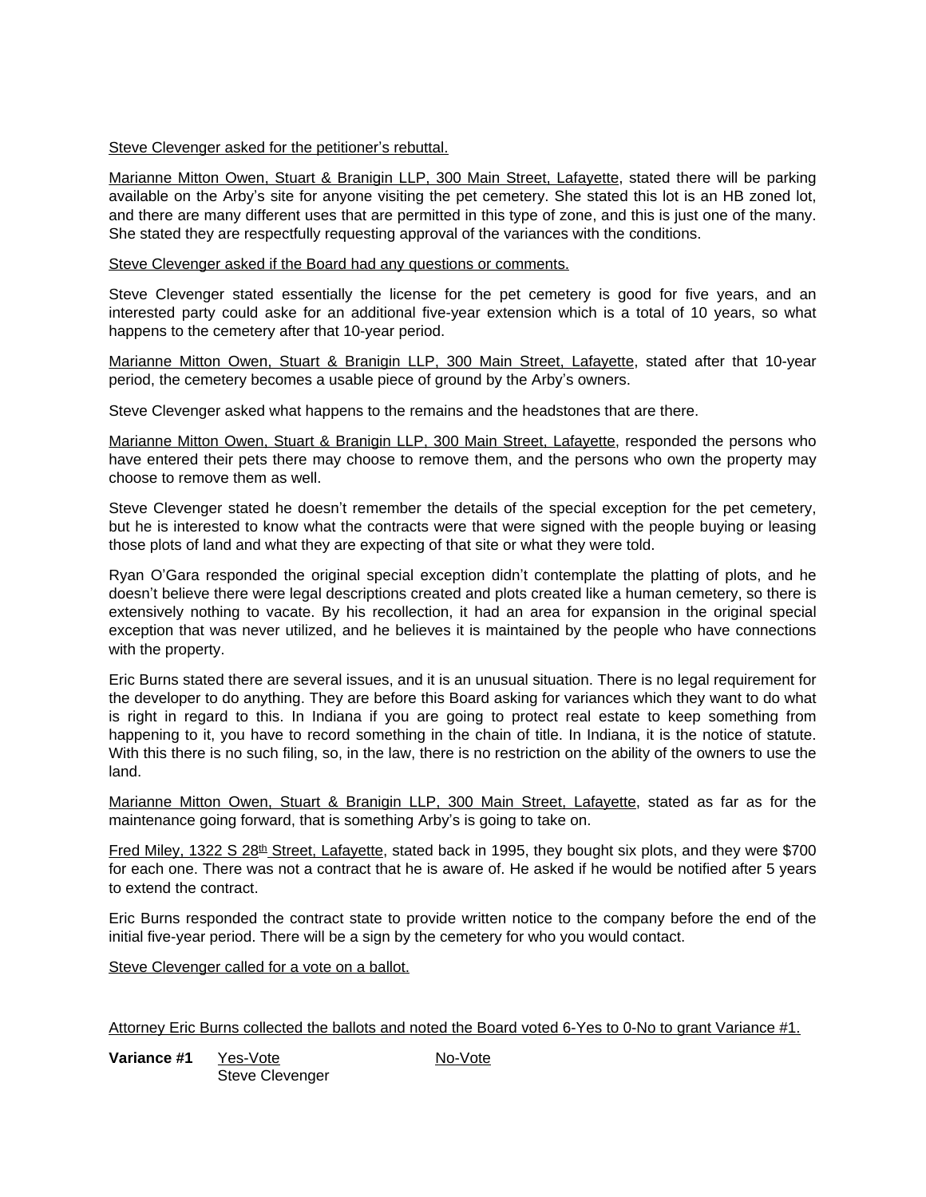Steve Clevenger asked for the petitioner's rebuttal.

Marianne Mitton Owen, Stuart & Branigin LLP, 300 Main Street, Lafayette, stated there will be parking available on the Arby's site for anyone visiting the pet cemetery. She stated this lot is an HB zoned lot, and there are many different uses that are permitted in this type of zone, and this is just one of the many. She stated they are respectfully requesting approval of the variances with the conditions.

Steve Clevenger asked if the Board had any questions or comments.

Steve Clevenger stated essentially the license for the pet cemetery is good for five years, and an interested party could aske for an additional five-year extension which is a total of 10 years, so what happens to the cemetery after that 10-year period.

Marianne Mitton Owen, Stuart & Branigin LLP, 300 Main Street, Lafayette, stated after that 10-year period, the cemetery becomes a usable piece of ground by the Arby's owners.

Steve Clevenger asked what happens to the remains and the headstones that are there.

Marianne Mitton Owen, Stuart & Branigin LLP, 300 Main Street, Lafayette, responded the persons who have entered their pets there may choose to remove them, and the persons who own the property may choose to remove them as well.

Steve Clevenger stated he doesn't remember the details of the special exception for the pet cemetery, but he is interested to know what the contracts were that were signed with the people buying or leasing those plots of land and what they are expecting of that site or what they were told.

Ryan O'Gara responded the original special exception didn't contemplate the platting of plots, and he doesn't believe there were legal descriptions created and plots created like a human cemetery, so there is extensively nothing to vacate. By his recollection, it had an area for expansion in the original special exception that was never utilized, and he believes it is maintained by the people who have connections with the property.

Eric Burns stated there are several issues, and it is an unusual situation. There is no legal requirement for the developer to do anything. They are before this Board asking for variances which they want to do what is right in regard to this. In Indiana if you are going to protect real estate to keep something from happening to it, you have to record something in the chain of title. In Indiana, it is the notice of statute. With this there is no such filing, so, in the law, there is no restriction on the ability of the owners to use the land.

Marianne Mitton Owen, Stuart & Branigin LLP, 300 Main Street, Lafayette, stated as far as for the maintenance going forward, that is something Arby's is going to take on.

Fred Miley, 1322 S 28th Street, Lafayette, stated back in 1995, they bought six plots, and they were $700 for each one. There was not a contract that he is aware of. He asked if he would be notified after 5 years to extend the contract.

Eric Burns responded the contract state to provide written notice to the company before the end of the initial five-year period. There will be a sign by the cemetery for who you would contact.

Steve Clevenger called for a vote on a ballot.

Attorney Eric Burns collected the ballots and noted the Board voted 6-Yes to 0-No to grant Variance #1.

| **Variance #1** | Yes-Vote | No-Vote |
|---|---|---|
| | Steve Clevenger | |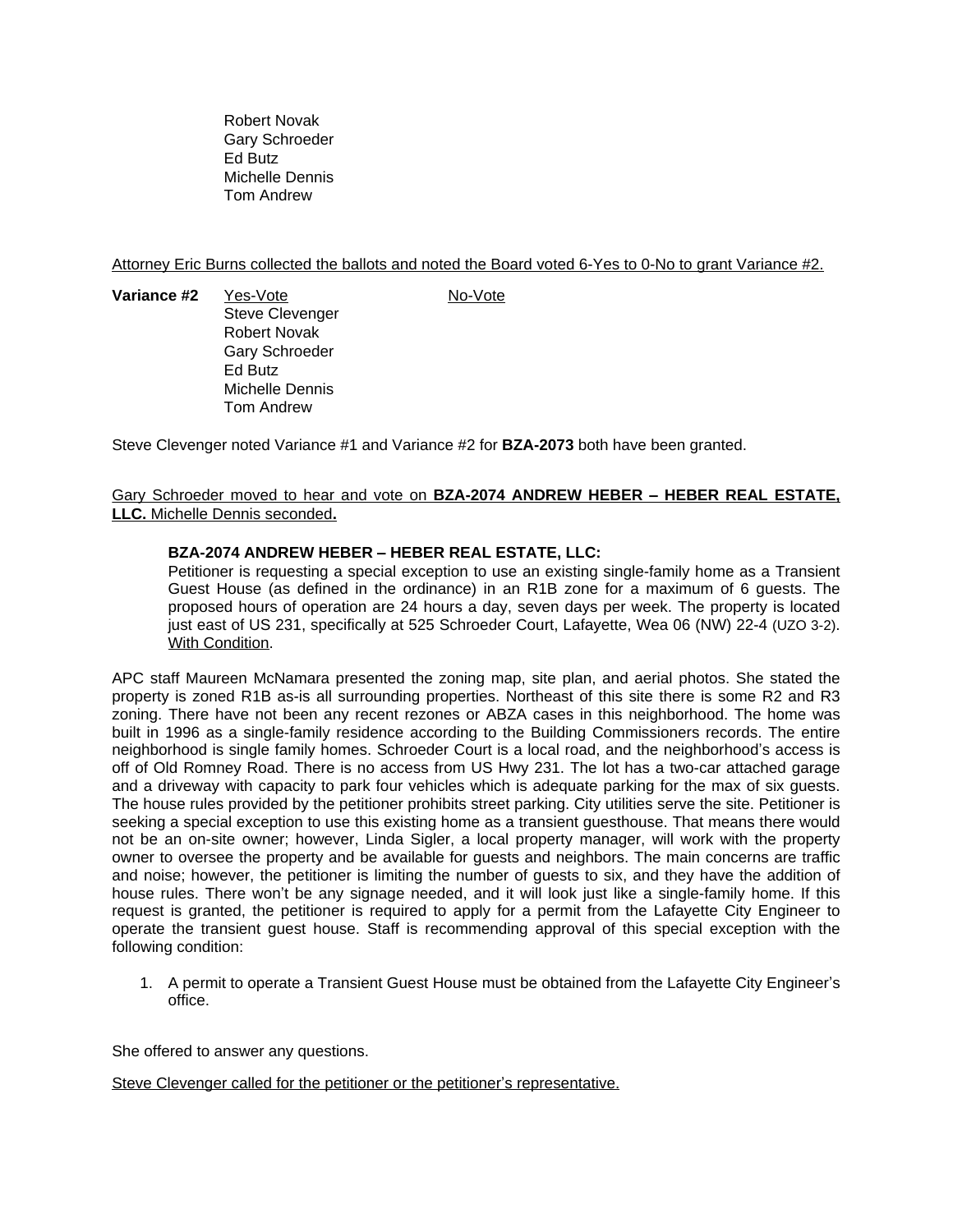Robert Novak
Gary Schroeder
Ed Butz
Michelle Dennis
Tom Andrew

Attorney Eric Burns collected the ballots and noted the Board voted 6-Yes to 0-No to grant Variance #2.

| **Variance #2** | Yes-Vote | No-Vote |
|---|---|---|
| | Steve Clevenger | |
| | Robert Novak | |
| | Gary Schroeder | |
| | Ed Butz | |
| | Michelle Dennis | |
| | Tom Andrew | |

Steve Clevenger noted Variance #1 and Variance #2 for **BZA-2073** both have been granted.

Gary Schroeder moved to hear and vote on **BZA-2074 ANDREW HEBER – HEBER REAL ESTATE, LLC.** Michelle Dennis seconded**.**

**BZA-2074 ANDREW HEBER – HEBER REAL ESTATE, LLC:**
Petitioner is requesting a special exception to use an existing single-family home as a Transient Guest House (as defined in the ordinance) in an R1B zone for a maximum of 6 guests. The proposed hours of operation are 24 hours a day, seven days per week. The property is located just east of US 231, specifically at 525 Schroeder Court, Lafayette, Wea 06 (NW) 22-4 (UZO 3-2). With Condition.

APC staff Maureen McNamara presented the zoning map, site plan, and aerial photos. She stated the property is zoned R1B as-is all surrounding properties. Northeast of this site there is some R2 and R3 zoning. There have not been any recent rezones or ABZA cases in this neighborhood. The home was built in 1996 as a single-family residence according to the Building Commissioners records. The entire neighborhood is single family homes. Schroeder Court is a local road, and the neighborhood's access is off of Old Romney Road. There is no access from US Hwy 231. The lot has a two-car attached garage and a driveway with capacity to park four vehicles which is adequate parking for the max of six guests. The house rules provided by the petitioner prohibits street parking. City utilities serve the site. Petitioner is seeking a special exception to use this existing home as a transient guesthouse. That means there would not be an on-site owner; however, Linda Sigler, a local property manager, will work with the property owner to oversee the property and be available for guests and neighbors. The main concerns are traffic and noise; however, the petitioner is limiting the number of guests to six, and they have the addition of house rules. There won't be any signage needed, and it will look just like a single-family home. If this request is granted, the petitioner is required to apply for a permit from the Lafayette City Engineer to operate the transient guest house. Staff is recommending approval of this special exception with the following condition:

1. A permit to operate a Transient Guest House must be obtained from the Lafayette City Engineer's office.

She offered to answer any questions.

Steve Clevenger called for the petitioner or the petitioner's representative.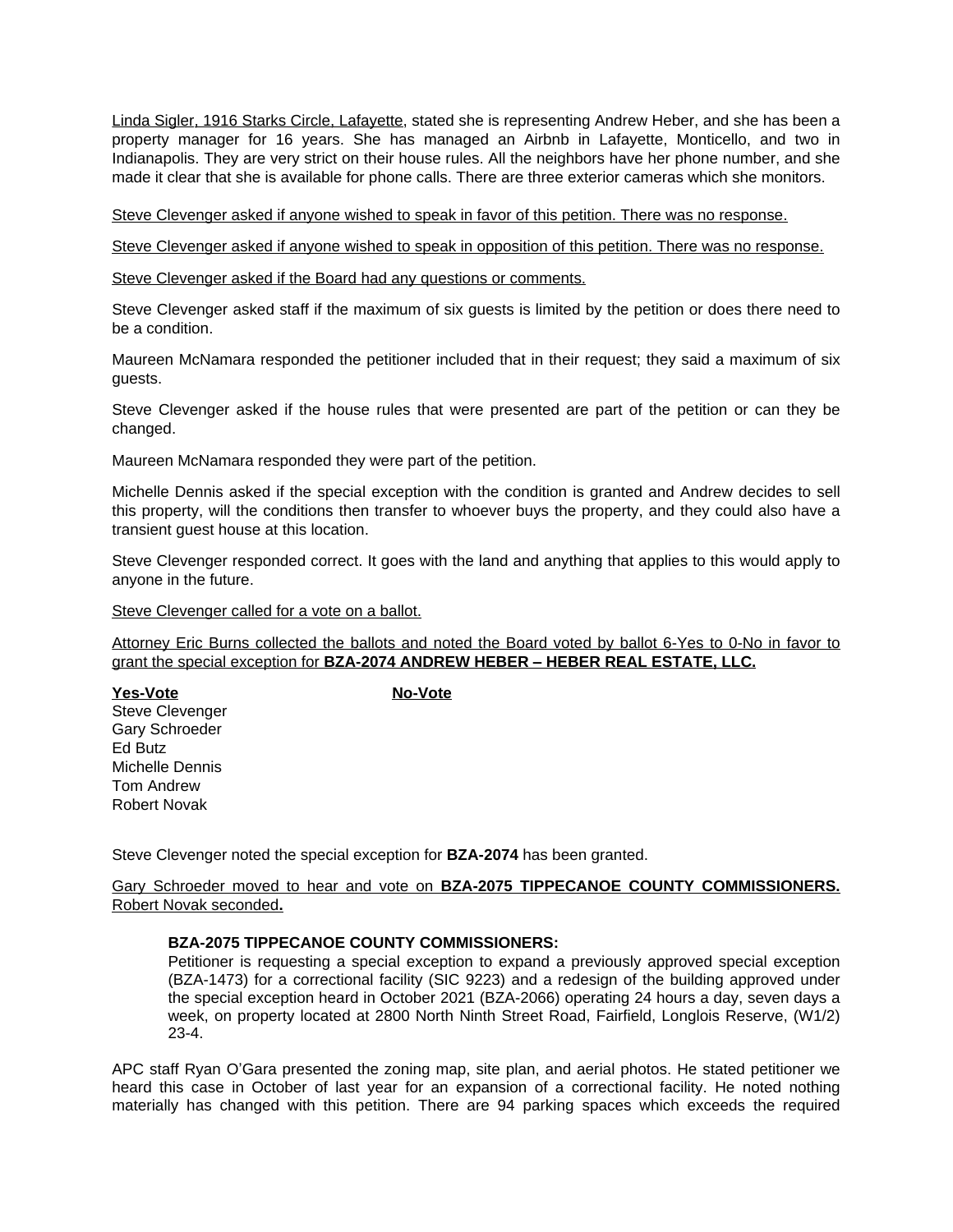Linda Sigler, 1916 Starks Circle, Lafayette, stated she is representing Andrew Heber, and she has been a property manager for 16 years. She has managed an Airbnb in Lafayette, Monticello, and two in Indianapolis. They are very strict on their house rules. All the neighbors have her phone number, and she made it clear that she is available for phone calls. There are three exterior cameras which she monitors.

Steve Clevenger asked if anyone wished to speak in favor of this petition. There was no response.

Steve Clevenger asked if anyone wished to speak in opposition of this petition. There was no response.

Steve Clevenger asked if the Board had any questions or comments.

Steve Clevenger asked staff if the maximum of six guests is limited by the petition or does there need to be a condition.

Maureen McNamara responded the petitioner included that in their request; they said a maximum of six guests.

Steve Clevenger asked if the house rules that were presented are part of the petition or can they be changed.

Maureen McNamara responded they were part of the petition.

Michelle Dennis asked if the special exception with the condition is granted and Andrew decides to sell this property, will the conditions then transfer to whoever buys the property, and they could also have a transient guest house at this location.

Steve Clevenger responded correct. It goes with the land and anything that applies to this would apply to anyone in the future.

Steve Clevenger called for a vote on a ballot.

Attorney Eric Burns collected the ballots and noted the Board voted by ballot 6-Yes to 0-No in favor to grant the special exception for **BZA-2074 ANDREW HEBER – HEBER REAL ESTATE, LLC.**

| **Yes-Vote** | **No-Vote** |
|---|---|
| Steve Clevenger | |
| Gary Schroeder | |
| Ed Butz | |
| Michelle Dennis | |
| Tom Andrew | |
| Robert Novak | |

Steve Clevenger noted the special exception for **BZA-2074** has been granted.

Gary Schroeder moved to hear and vote on **BZA-2075 TIPPECANOE COUNTY COMMISSIONERS.** Robert Novak seconded**.**

**BZA-2075 TIPPECANOE COUNTY COMMISSIONERS:**
Petitioner is requesting a special exception to expand a previously approved special exception (BZA-1473) for a correctional facility (SIC 9223) and a redesign of the building approved under the special exception heard in October 2021 (BZA-2066) operating 24 hours a day, seven days a week, on property located at 2800 North Ninth Street Road, Fairfield, Longlois Reserve, (W1/2) 23-4.

APC staff Ryan O'Gara presented the zoning map, site plan, and aerial photos. He stated petitioner we heard this case in October of last year for an expansion of a correctional facility. He noted nothing materially has changed with this petition. There are 94 parking spaces which exceeds the required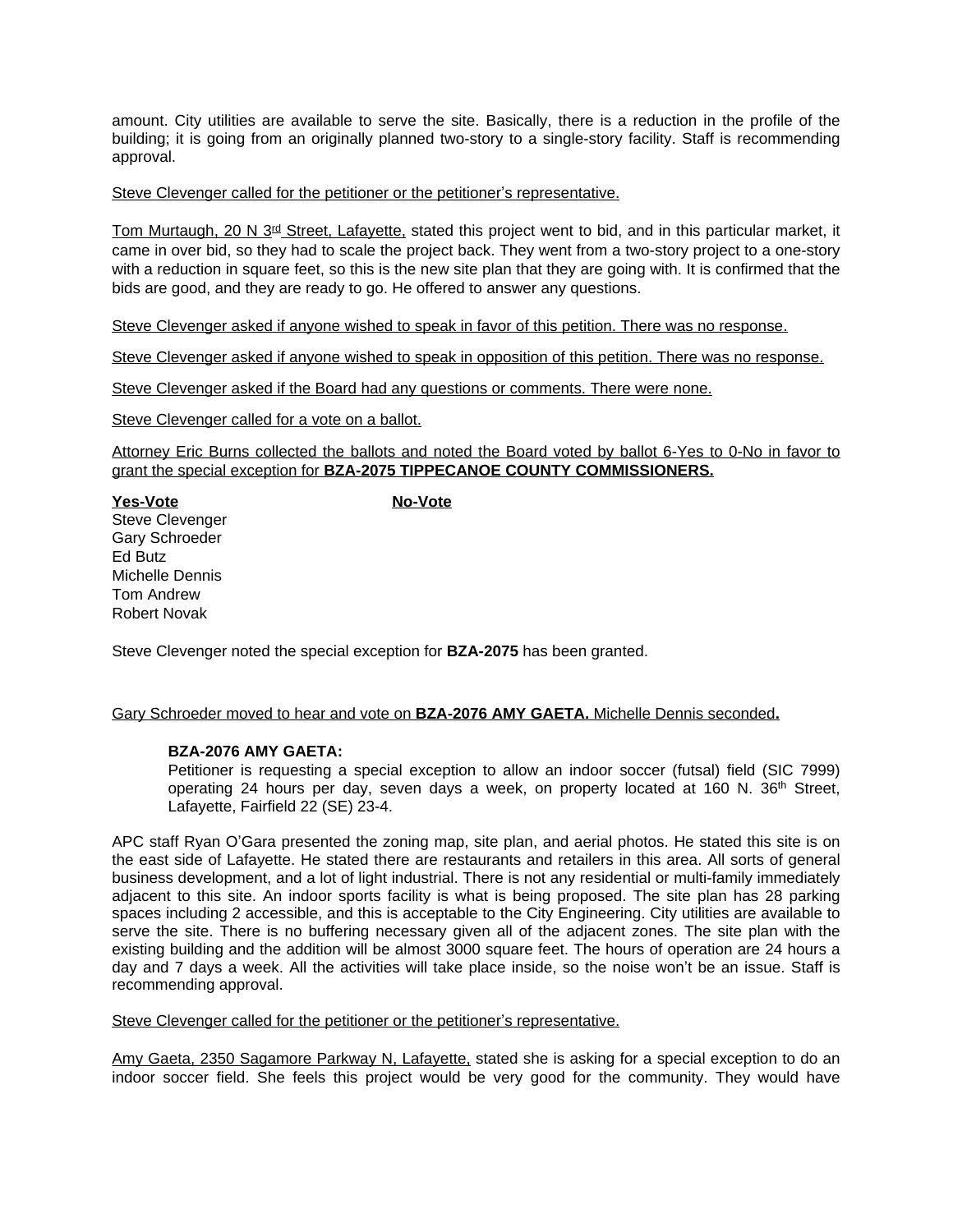amount. City utilities are available to serve the site. Basically, there is a reduction in the profile of the building; it is going from an originally planned two-story to a single-story facility. Staff is recommending approval.

Steve Clevenger called for the petitioner or the petitioner's representative.

Tom Murtaugh, 20 N 3rd Street, Lafayette, stated this project went to bid, and in this particular market, it came in over bid, so they had to scale the project back. They went from a two-story project to a one-story with a reduction in square feet, so this is the new site plan that they are going with. It is confirmed that the bids are good, and they are ready to go. He offered to answer any questions.

Steve Clevenger asked if anyone wished to speak in favor of this petition. There was no response.

Steve Clevenger asked if anyone wished to speak in opposition of this petition. There was no response.

Steve Clevenger asked if the Board had any questions or comments. There were none.

Steve Clevenger called for a vote on a ballot.

Attorney Eric Burns collected the ballots and noted the Board voted by ballot 6-Yes to 0-No in favor to grant the special exception for **BZA-2075 TIPPECANOE COUNTY COMMISSIONERS.**

| **Yes-Vote** | **No-Vote** |
|---|---|
| Steve Clevenger | |
| Gary Schroeder | |
| Ed Butz | |
| Michelle Dennis | |
| Tom Andrew | |
| Robert Novak | |

Steve Clevenger noted the special exception for **BZA-2075** has been granted.

Gary Schroeder moved to hear and vote on **BZA-2076 AMY GAETA.** Michelle Dennis seconded**.**

**BZA-2076 AMY GAETA:**
Petitioner is requesting a special exception to allow an indoor soccer (futsal) field (SIC 7999) operating 24 hours per day, seven days a week, on property located at 160 N. 36th Street, Lafayette, Fairfield 22 (SE) 23-4.

APC staff Ryan O'Gara presented the zoning map, site plan, and aerial photos. He stated this site is on the east side of Lafayette. He stated there are restaurants and retailers in this area. All sorts of general business development, and a lot of light industrial. There is not any residential or multi-family immediately adjacent to this site. An indoor sports facility is what is being proposed. The site plan has 28 parking spaces including 2 accessible, and this is acceptable to the City Engineering. City utilities are available to serve the site. There is no buffering necessary given all of the adjacent zones. The site plan with the existing building and the addition will be almost 3000 square feet. The hours of operation are 24 hours a day and 7 days a week. All the activities will take place inside, so the noise won't be an issue. Staff is recommending approval.

Steve Clevenger called for the petitioner or the petitioner's representative.

Amy Gaeta, 2350 Sagamore Parkway N, Lafayette, stated she is asking for a special exception to do an indoor soccer field. She feels this project would be very good for the community. They would have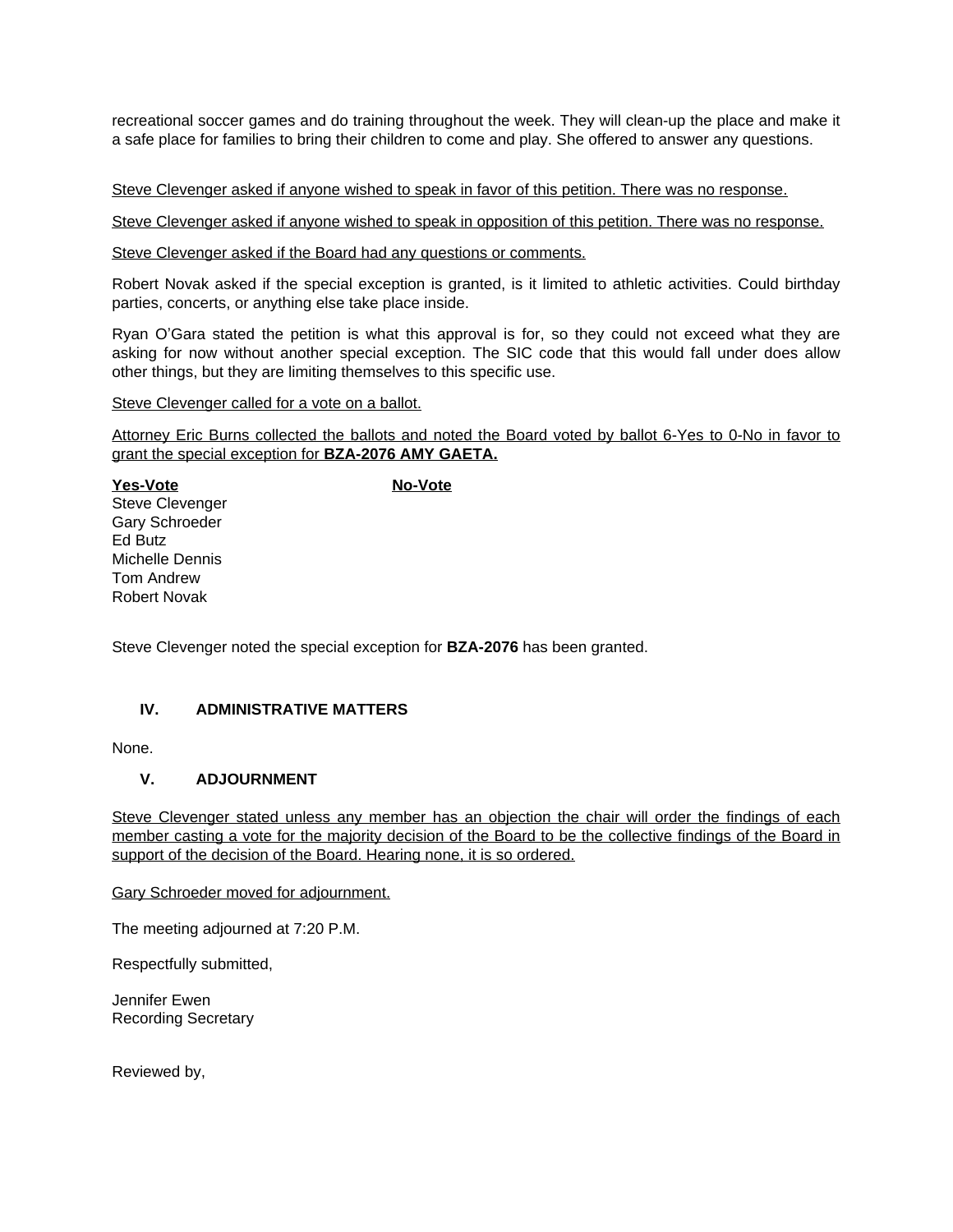recreational soccer games and do training throughout the week. They will clean-up the place and make it a safe place for families to bring their children to come and play. She offered to answer any questions.

Steve Clevenger asked if anyone wished to speak in favor of this petition. There was no response.

Steve Clevenger asked if anyone wished to speak in opposition of this petition. There was no response.

Steve Clevenger asked if the Board had any questions or comments.

Robert Novak asked if the special exception is granted, is it limited to athletic activities. Could birthday parties, concerts, or anything else take place inside.

Ryan O'Gara stated the petition is what this approval is for, so they could not exceed what they are asking for now without another special exception. The SIC code that this would fall under does allow other things, but they are limiting themselves to this specific use.

Steve Clevenger called for a vote on a ballot.

Attorney Eric Burns collected the ballots and noted the Board voted by ballot 6-Yes to 0-No in favor to grant the special exception for **BZA-2076 AMY GAETA.**

| **Yes-Vote** | **No-Vote** |
|---|---|
| Steve Clevenger | |
| Gary Schroeder | |
| Ed Butz | |
| Michelle Dennis | |
| Tom Andrew | |
| Robert Novak | |

Steve Clevenger noted the special exception for **BZA-2076** has been granted.

## IV. ADMINISTRATIVE MATTERS

None.

## V. ADJOURNMENT

Steve Clevenger stated unless any member has an objection the chair will order the findings of each member casting a vote for the majority decision of the Board to be the collective findings of the Board in support of the decision of the Board. Hearing none, it is so ordered.

Gary Schroeder moved for adjournment.

The meeting adjourned at 7:20 P.M.

Respectfully submitted,

Jennifer Ewen
Recording Secretary

Reviewed by,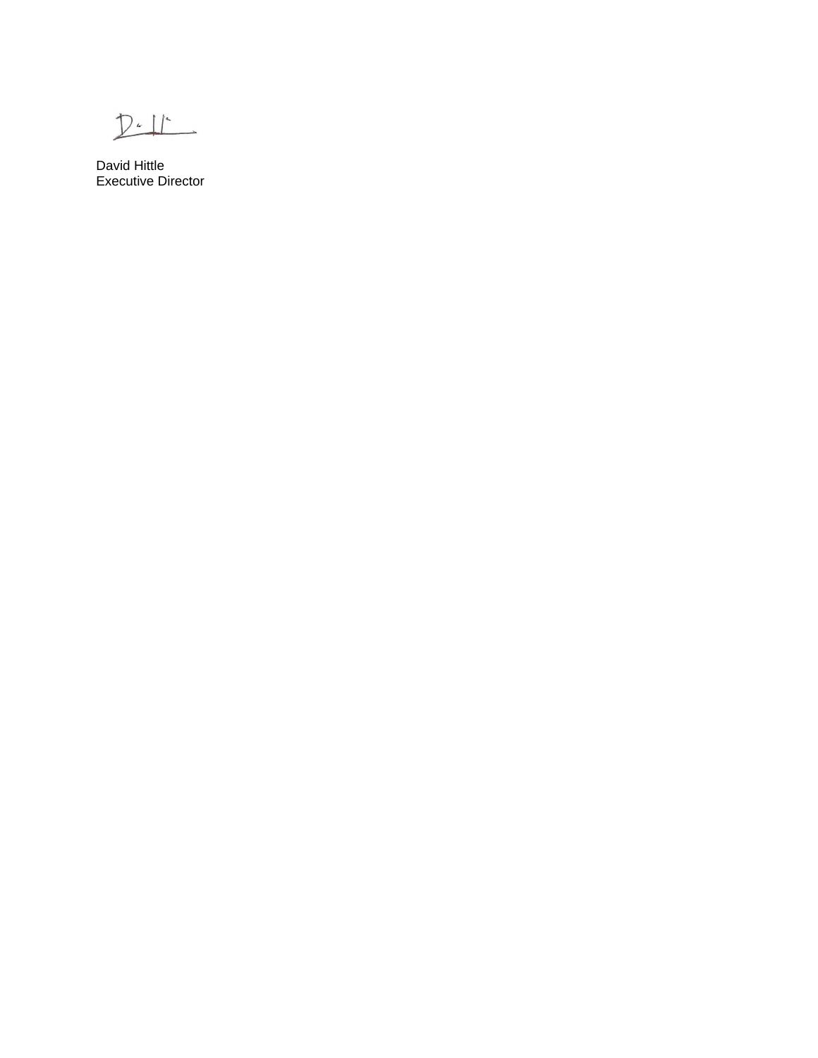David Hittle
Executive Director